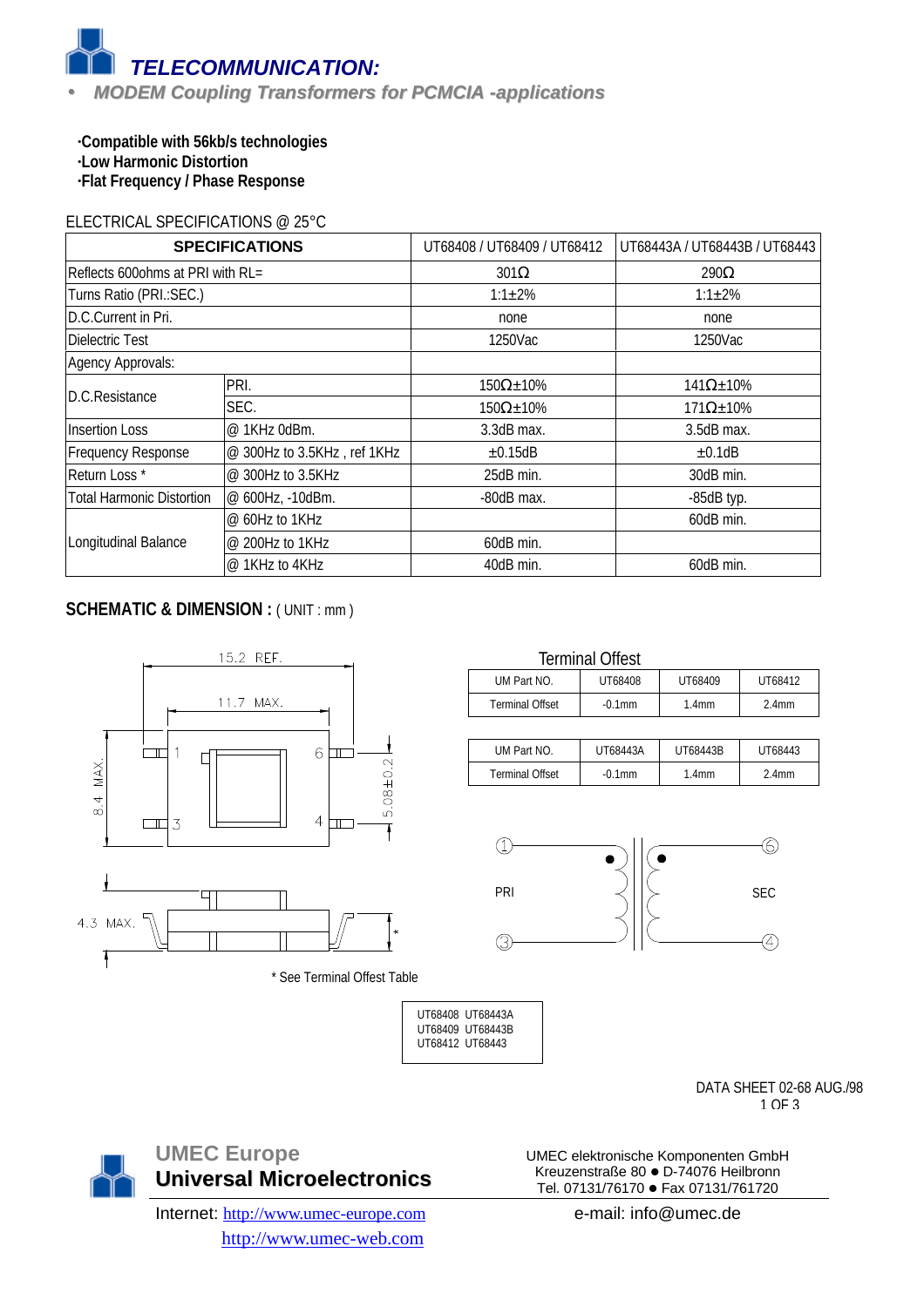# *TELECOMMUNICATION:*

- ***MODEM Coupling Transformers for PCMCIA -applications***

**·Compatible with 56kb/s technologies**
**·Low Harmonic Distortion**
**·Flat Frequency / Phase Response**

ELECTRICAL SPECIFICATIONS @ 25°C

| SPECIFICATIONS | | UT68408 / UT68409 / UT68412 | UT68443A / UT68443B / UT68443 |
|---|---|---|---|
| Reflects 600ohms at PRI with RL= | | 301Ω | 290Ω |
| Turns Ratio (PRI.:SEC.) | | 1:1±2% | 1:1±2% |
| D.C.Current in Pri. | | none | none |
| Dielectric Test | | 1250Vac | 1250Vac |
| Agency Approvals: | | | |
| D.C.Resistance | PRI. | 150Ω±10% | 141Ω±10% |
| | SEC. | 150Ω±10% | 171Ω±10% |
| Insertion Loss | @ 1KHz 0dBm. | 3.3dB max. | 3.5dB max. |
| Frequency Response | @ 300Hz to 3.5KHz , ref 1KHz | ±0.15dB | ±0.1dB |
| Return Loss * | @ 300Hz to 3.5KHz | 25dB min. | 30dB min. |
| Total Harmonic Distortion | @ 600Hz, -10dBm. | -80dB max. | -85dB typ. |
| Longitudinal Balance | @ 60Hz to 1KHz | | 60dB min. |
| | @ 200Hz to 1KHz | 60dB min. | |
| | @ 1KHz to 4KHz | 40dB min. | 60dB min. |

**SCHEMATIC & DIMENSION :** ( UNIT : mm )

15.2 REF.
11.7 MAX.
8.4 MAX.
5.08±0.2
4.3 MAX.

\* See Terminal Offest Table

Terminal Offest

| UM Part NO. | UT68408 | UT68409 | UT68412 |
|---|---|---|---|
| Terminal Offset | -0.1mm | 1.4mm | 2.4mm |

| UM Part NO. | UT68443A | UT68443B | UT68443 |
|---|---|---|---|
| Terminal Offset | -0.1mm | 1.4mm | 2.4mm |

PRI SEC

UT68408 UT68443A
UT68409 UT68443B
UT68412 UT68443

DATA SHEET 02-68 AUG./98

**UMEC Europe**
**Universal Microelectronics**

Internet: http://www.umec-europe.com
http://www.umec-web.com

UMEC elektronische Komponenten GmbH
Kreuzenstraße 80 ● D-74076 Heilbronn
Tel. 07131/76170 ● Fax 07131/761720

e-mail: info@umec.de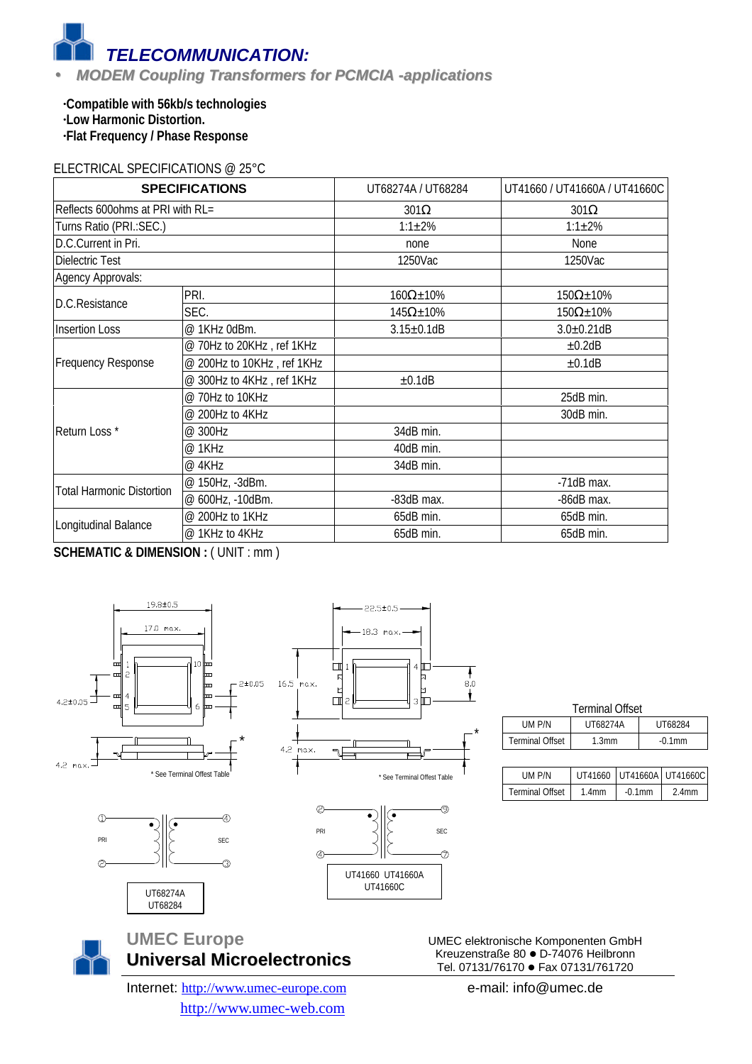# TELECOMMUNICATION:

- *MODEM Coupling Transformers for PCMCIA -applications*

**·Compatible with 56kb/s technologies**
**·Low Harmonic Distortion.**
**·Flat Frequency / Phase Response**

ELECTRICAL SPECIFICATIONS @ 25°C

| SPECIFICATIONS | | UT68274A / UT68284 | UT41660 / UT41660A / UT41660C |
|---|---|---|---|
| Reflects 600ohms at PRI with RL= | | 301Ω | 301Ω |
| Turns Ratio (PRI.:SEC.) | | 1:1±2% | 1:1±2% |
| D.C.Current in Pri. | | none | None |
| Dielectric Test | | 1250Vac | 1250Vac |
| Agency Approvals: | | | |
| D.C.Resistance | PRI. | 160Ω±10% | 150Ω±10% |
| | SEC. | 145Ω±10% | 150Ω±10% |
| Insertion Loss | @ 1KHz 0dBm. | 3.15±0.1dB | 3.0±0.21dB |
| Frequency Response | @ 70Hz to 20KHz , ref 1KHz | | ±0.2dB |
| | @ 200Hz to 10KHz , ref 1KHz | | ±0.1dB |
| | @ 300Hz to 4KHz , ref 1KHz | ±0.1dB | |
| Return Loss * | @ 70Hz to 10KHz | | 25dB min. |
| | @ 200Hz to 4KHz | | 30dB min. |
| | @ 300Hz | 34dB min. | |
| | @ 1KHz | 40dB min. | |
| | @ 4KHz | 34dB min. | |
| Total Harmonic Distortion | @ 150Hz, -3dBm. | | -71dB max. |
| | @ 600Hz, -10dBm. | -83dB max. | -86dB max. |
| Longitudinal Balance | @ 200Hz to 1KHz | 65dB min. | 65dB min. |
| | @ 1KHz to 4KHz | 65dB min. | 65dB min. |

**SCHEMATIC & DIMENSION :** ( UNIT : mm )

19.8±0.5 17.0 max. 2±0.05 4.2±0.05 4.2 max.

\* See Terminal Offest Table

22.5±0.5 18.3 max. 16.5 max. 8.0 4.2 max.

\* See Terminal Offest Table

Terminal Offset

| UM P/N | UT68274A | UT68284 |
|---|---|---|
| Terminal Offset | 1.3mm | -0.1mm |

| UM P/N | UT41660 | UT41660A | UT41660C |
|---|---|---|---|
| Terminal Offset | 1.4mm | -0.1mm | 2.4mm |

PRI SEC

UT68274A
UT68284

PRI SEC

UT41660 UT41660A
UT41660C

**UMEC Europe**
**Universal Microelectronics**

Internet: http://www.umec-europe.com
http://www.umec-web.com

UMEC elektronische Komponenten GmbH
Kreuzenstraße 80 ● D-74076 Heilbronn
Tel. 07131/76170 ● Fax 07131/761720

e-mail: info@umec.de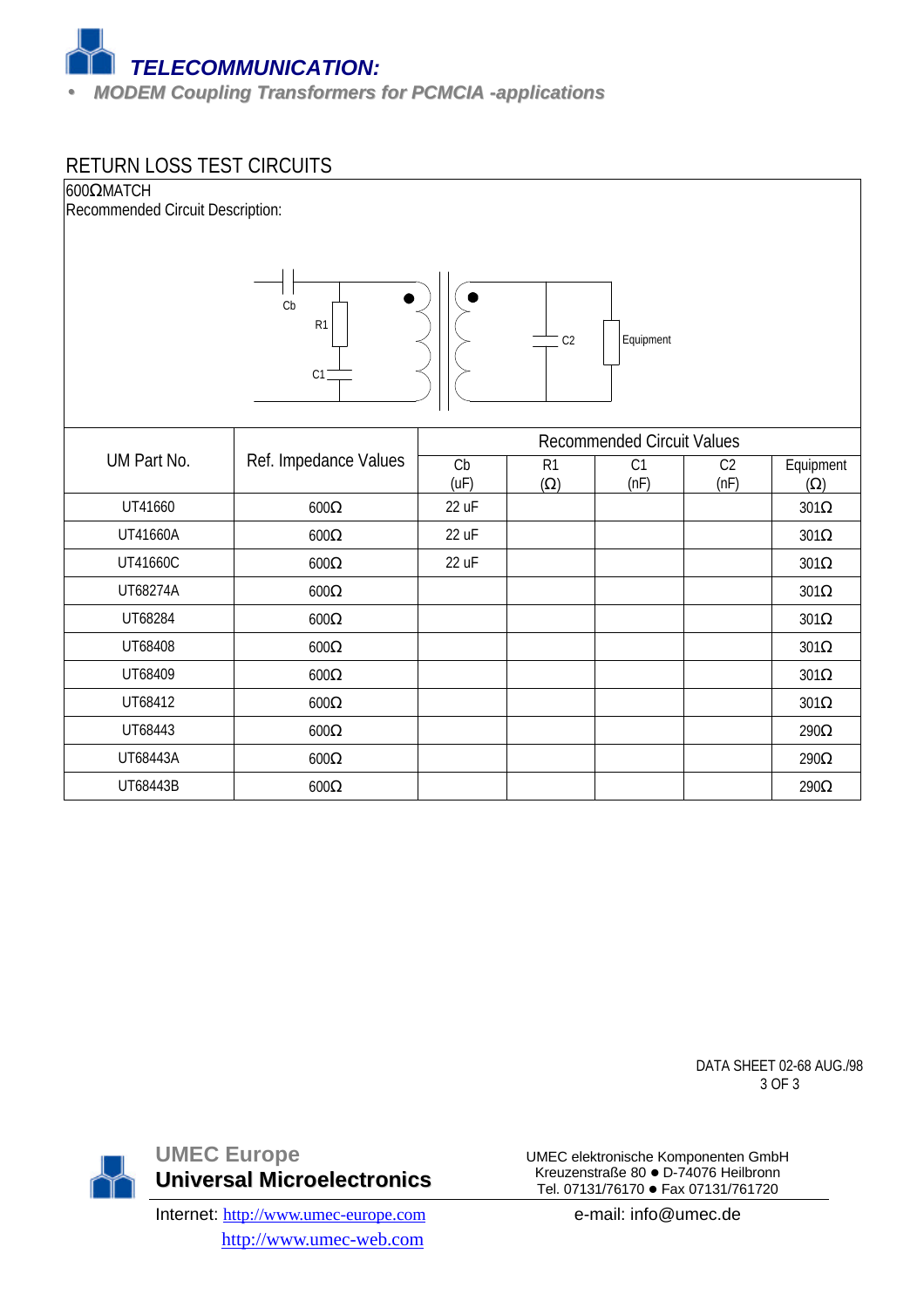# TELECOMMUNICATION:

- *MODEM Coupling Transformers for PCMCIA -applications*

## RETURN LOSS TEST CIRCUITS

600ΩMATCH

Recommended Circuit Description:

Cb

R1

C1

C2

Equipment

| UM Part No. | Ref. Impedance Values | Recommended Circuit Values | | | | |
|---|---|---|---|---|---|---|
| | | Cb (uF) | R1 (Ω) | C1 (nF) | C2 (nF) | Equipment (Ω) |
| UT41660 | 600Ω | 22 uF | | | | 301Ω |
| UT41660A | 600Ω | 22 uF | | | | 301Ω |
| UT41660C | 600Ω | 22 uF | | | | 301Ω |
| UT68274A | 600Ω | | | | | 301Ω |
| UT68284 | 600Ω | | | | | 301Ω |
| UT68408 | 600Ω | | | | | 301Ω |
| UT68409 | 600Ω | | | | | 301Ω |
| UT68412 | 600Ω | | | | | 301Ω |
| UT68443 | 600Ω | | | | | 290Ω |
| UT68443A | 600Ω | | | | | 290Ω |
| UT68443B | 600Ω | | | | | 290Ω |

DATA SHEET 02-68 AUG./98

**UMEC Europe**
**Universal Microelectronics**

Internet: http://www.umec-europe.com
http://www.umec-web.com

UMEC elektronische Komponenten GmbH
Kreuzenstraße 80 ● D-74076 Heilbronn
Tel. 07131/76170 ● Fax 07131/761720

e-mail: info@umec.de